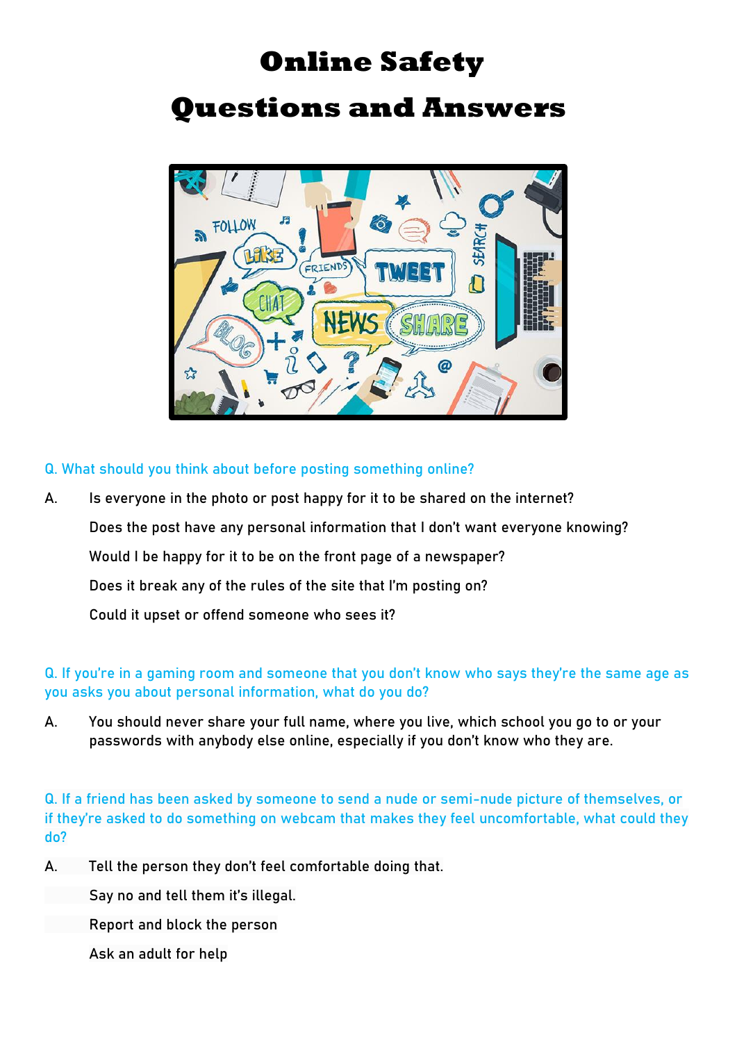# Online Safety

# Questions and Answers

Q. What should you think about before posting something online?

A. Is everyone in the photo or post happy for it to be shared on the internet?

Does the post have any personal information that I don't want everyone knowing?

Would I be happy for it to be on the front page of a newspaper?

Does it break any of the rules of the site that I'm posting on?

Could it upset or offend someone who sees it?

Q. If you're in a gaming room and someone that you don't know who says they're the same age as you asks you about personal information, what do you do?

A. You should never share your full name, where you live, which school you go to or your passwords with anybody else online, especially if you don't know who they are.

Q. If a friend has been asked by someone to send a nude or semi-nude picture of themselves, or if they're asked to do something on webcam that makes they feel uncomfortable, what could they do?

A. Tell the person they don't feel comfortable doing that.

Say no and tell them it's illegal.

Report and block the person

Ask an adult for help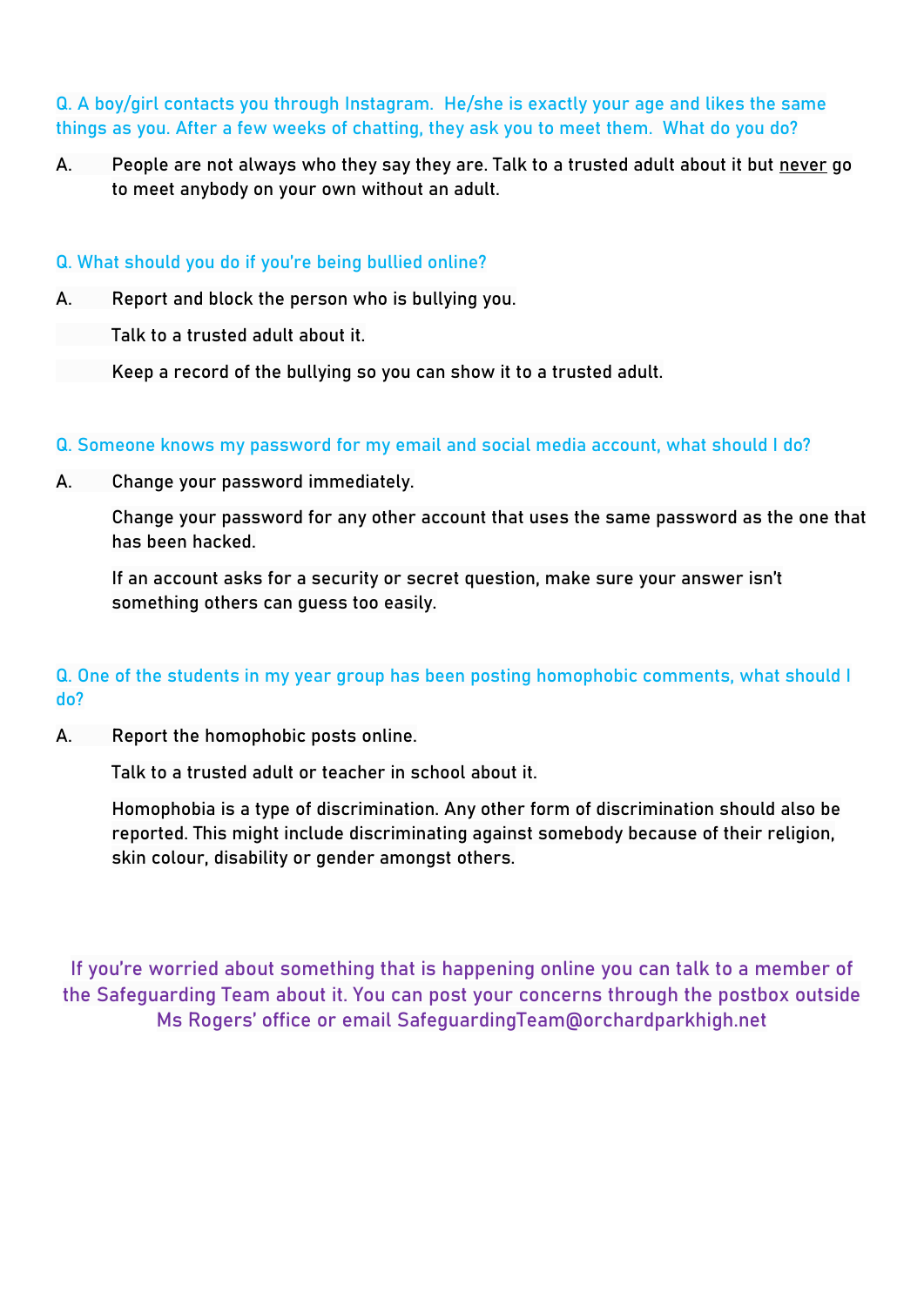**Q. A boy/girl contacts you through Instagram. He/she is exactly your age and likes the same things as you. After a few weeks of chatting, they ask you to meet them. What do you do?**

A. People are not always who they say they are. Talk to a trusted adult about it but never go to meet anybody on your own without an adult.

**Q. What should you do if you're being bullied online?**

A. Report and block the person who is bullying you.

Talk to a trusted adult about it.

Keep a record of the bullying so you can show it to a trusted adult.

**Q. Someone knows my password for my email and social media account, what should I do?**

A. Change your password immediately.

Change your password for any other account that uses the same password as the one that has been hacked.

If an account asks for a security or secret question, make sure your answer isn't something others can guess too easily.

**Q. One of the students in my year group has been posting homophobic comments, what should I do?**

A. Report the homophobic posts online.

Talk to a trusted adult or teacher in school about it.

Homophobia is a type of discrimination. Any other form of discrimination should also be reported. This might include discriminating against somebody because of their religion, skin colour, disability or gender amongst others.

If you're worried about something that is happening online you can talk to a member of the Safeguarding Team about it. You can post your concerns through the postbox outside Ms Rogers' office or email SafeguardingTeam@orchardparkhigh.net